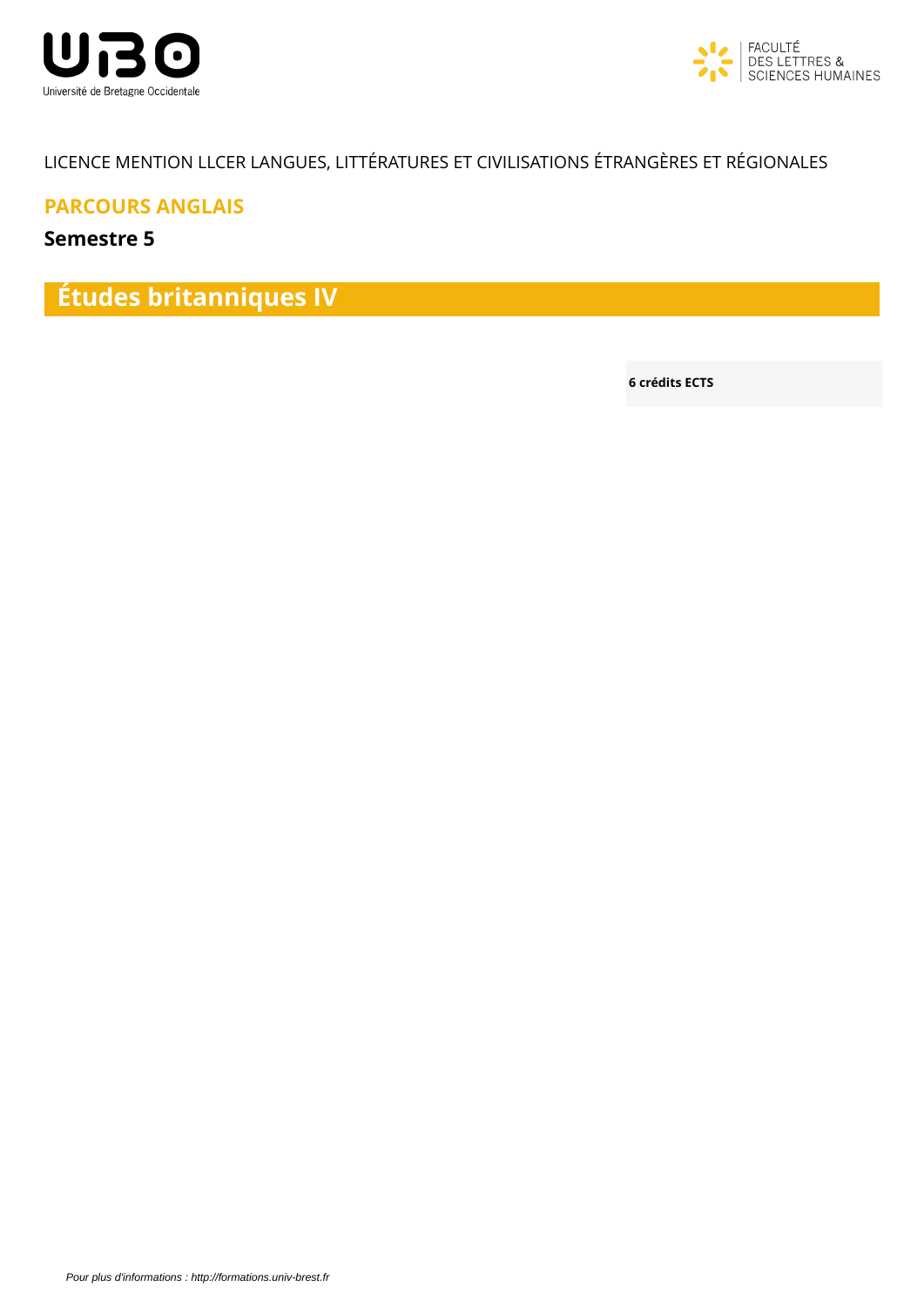LICENCE MENTION LLCER LANGUES, LITTÉRATURES ET CIVILISATIONS ÉTRANGÈRES ET RÉGIONALES

## PARCOURS ANGLAIS

### Semestre 5

# Études britanniques IV

**6 crédits ECTS**

*Pour plus d'informations : http://formations.univ-brest.fr*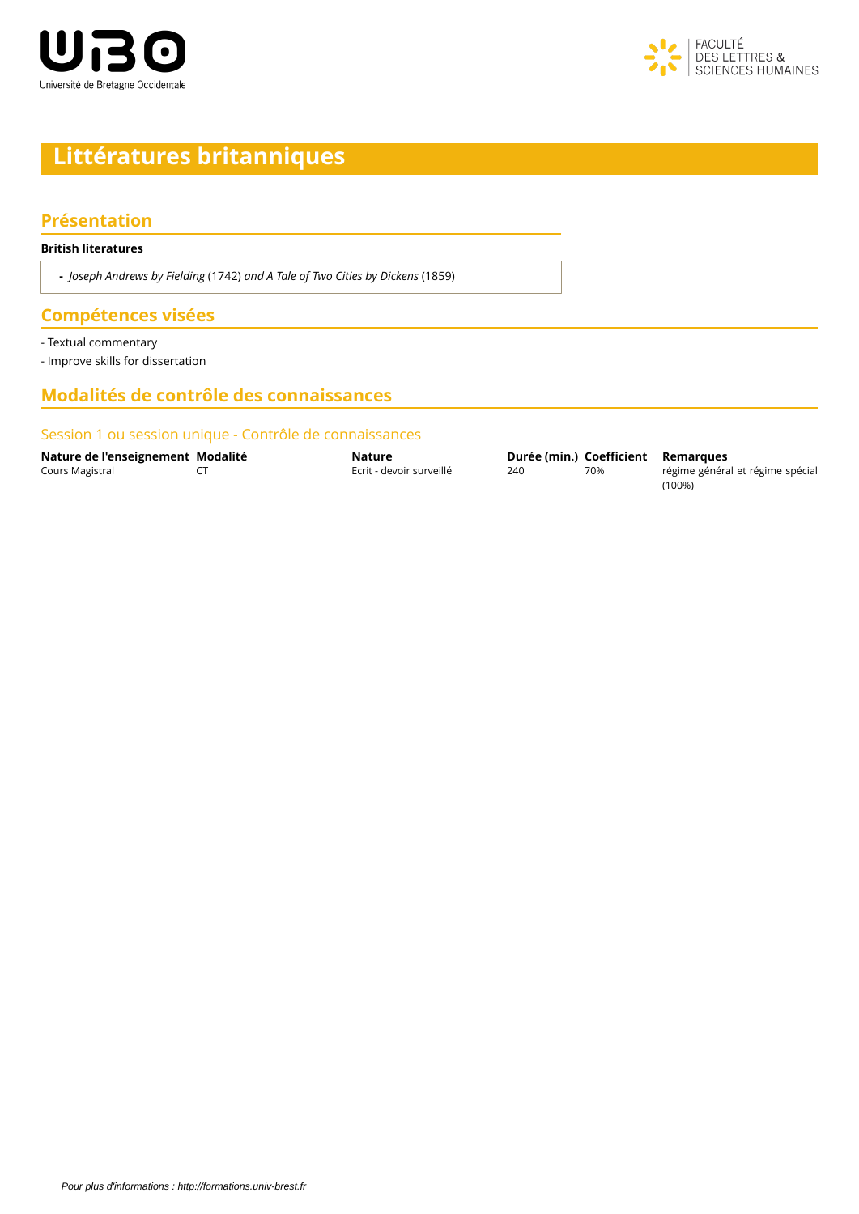# Littératures britanniques

## Présentation

**British literatures**

- *Joseph Andrews by Fielding* (1742) *and A Tale of Two Cities by Dickens* (1859)

## Compétences visées

- Textual commentary
- Improve skills for dissertation

## Modalités de contrôle des connaissances

### Session 1 ou session unique - Contrôle de connaissances

| Nature de l'enseignement | Modalité | Nature | Durée (min.) | Coefficient | Remarques |
| --- | --- | --- | --- | --- | --- |
| Cours Magistral | CT | Ecrit - devoir surveillé | 240 | 70% | régime général et régime spécial (100%) |

*Pour plus d'informations : http://formations.univ-brest.fr*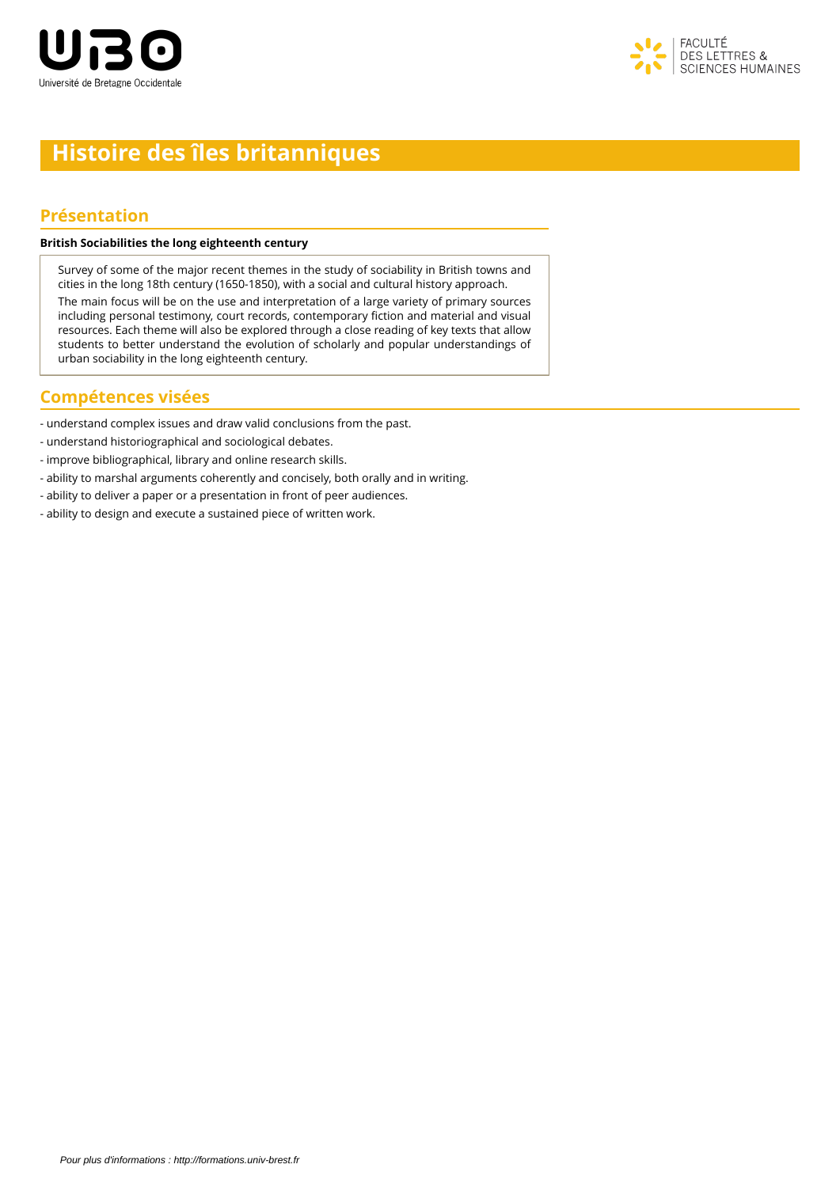# Histoire des îles britanniques

## Présentation

**British Sociabilities the long eighteenth century**

Survey of some of the major recent themes in the study of sociability in British towns and cities in the long 18th century (1650-1850), with a social and cultural history approach.

The main focus will be on the use and interpretation of a large variety of primary sources including personal testimony, court records, contemporary fiction and material and visual resources. Each theme will also be explored through a close reading of key texts that allow students to better understand the evolution of scholarly and popular understandings of urban sociability in the long eighteenth century.

## Compétences visées

- understand complex issues and draw valid conclusions from the past.
- understand historiographical and sociological debates.
- improve bibliographical, library and online research skills.
- ability to marshal arguments coherently and concisely, both orally and in writing.
- ability to deliver a paper or a presentation in front of peer audiences.
- ability to design and execute a sustained piece of written work.